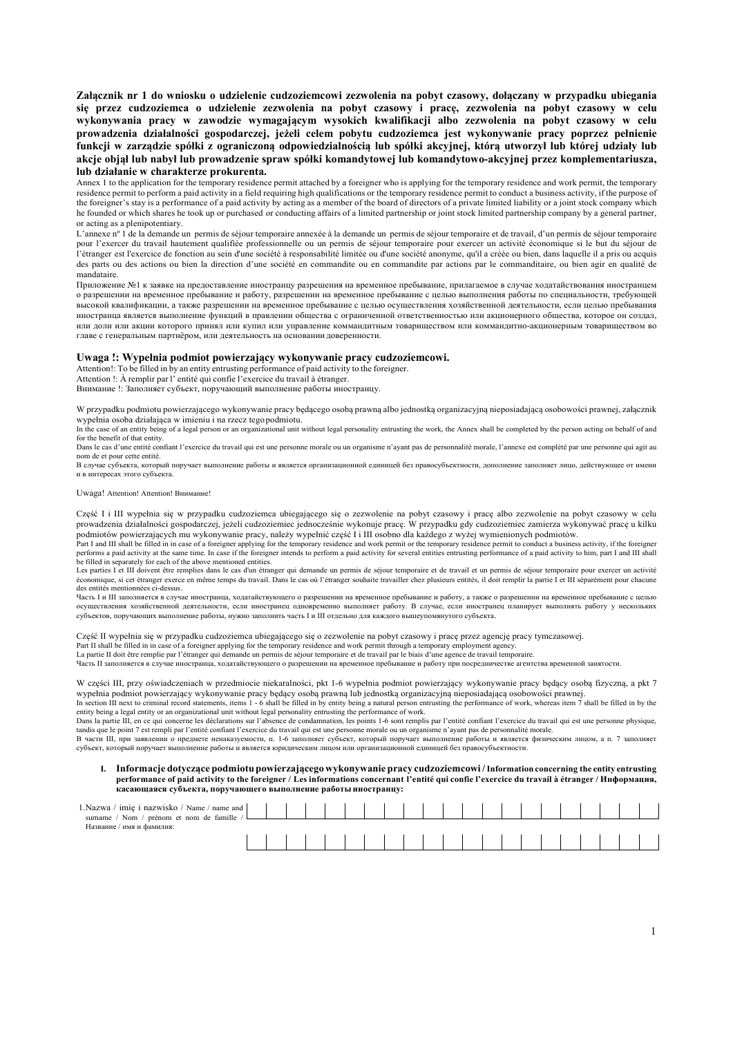**Załącznik nr 1 do wniosku o udzielenie cudzoziemcowi zezwolenia na pobyt czasowy, dołączany w przypadku ubiegania się przez cudzoziemca o udzielenie zezwolenia na pobyt czasowy i pracę, zezwolenia na pobyt czasowy w celu wykonywania pracy w zawodzie wymagającym wysokich kwalifikacji albo zezwolenia na pobyt czasowy w celu prowadzenia działalności gospodarczej, jeżeli celem pobytu cudzoziemca jest wykonywanie pracy poprzez pełnienie funkcji w zarządzie spółki z ograniczoną odpowiedzialnością lub spółki akcyjnej, którą utworzył lub której udziały lub akcje objął lub nabył lub prowadzenie spraw spółki komandytowej lub komandytowo-akcyjnej przez komplementariusza, lub działanie w charakterze prokurenta.**

Annex 1 to the application for the temporary residence permit attached by a foreigner who is applying for the temporary residence and work permit, the temporary residence permit to perform a paid activity in a field requiring high qualifications or the temporary residence permit to conduct a business activity, if the purpose of the foreigner's stay is a performance of a paid activity by acting as a member of the board of directors of a private limited liability or a joint stock company which he founded or which shares he took up or purchased or conducting affairs of a limited partnership or joint stock limited partnership company by a general partner, or acting as a plenipotentiary.

L'annexe nº 1 de la demande un permis de séjour temporaire annexée à la demande un permis de séjour temporaire et de travail, d'un permis de séjour temporaire pour l'exercer du travail hautement qualifiée professionnelle ou un permis de séjour temporaire pour exercer un activité économique si le but du séjour de l'étranger est l'exercice de fonction au sein d'une société à responsabilité limitée ou d'une société anonyme, qu'il a créée ou bien, dans laquelle il a pris ou acquis des parts ou des actions ou bien la direction d'une société en commandite ou en commandite par actions par le commanditaire, ou bien agir en qualité de mandataire.

Приложение №1 к заявке на предоставление иностранцу разрешения на временное пребывание, прилагаемое в случае ходатайствования иностранцем о разрешении на временное пребывание и работу, разрешении на временное пребывание с целью выполнения работы по специальности, требующей высокой квалификации, а также разрешении на временное пребывание с целью осуществления хозяйственной деятельности, если целью пребывания иностранца является выполнение функций в правлении общества с ограниченной ответственностью или акционерного общества, которое он создал, или доли или акции которого принял или купил или управление коммандитным товариществом или коммандитно-акционерным товариществом во главе с генеральным партнёром, или деятельность на основании доверенности.

**Uwaga !: Wypełnia podmiot powierzający wykonywanie pracy cudzoziemcowi.**

Attention!: To be filled in by an entity entrusting performance of paid activity to the foreigner.

Attention !: À remplir par l' entité qui confie l'exercice du travail à étranger.

Внимание !: Заполняет субъект, поручающий выполнение работы иностранцу.

W przypadku podmiotu powierzającego wykonywanie pracy będącego osobą prawną albo jednostką organizacyjną nieposiadającą osobowości prawnej, załącznik wypełnia osoba działająca w imieniu i na rzecz tego podmiotu.

In the case of an entity being of a legal person or an organizational unit without legal personality entrusting the work, the Annex shall be completed by the person acting on behalf of and for the benefit of that entity.

Dans le cas d'une entité confiant l'exercice du travail qui est une personne morale ou un organisme n'ayant pas de personnalité morale, l'annexe est complété par une personne qui agit au nom de et pour cette entité.

В случае субъекта, который поручает выполнение работы и является организационной единицей без правосубъектности, дополнение заполняет лицо, действующее от имени и в интересах этого субъекта.

Uwaga! Attention! Attention! Внимание!

Część I i III wypełnia się w przypadku cudzoziemca ubiegającego się o zezwolenie na pobyt czasowy i pracę albo zezwolenie na pobyt czasowy w celu prowadzenia działalności gospodarczej, jeżeli cudzoziemiec jednocześnie wykonuje pracę. W przypadku gdy cudzoziemiec zamierza wykonywać pracę u kilku podmiotów powierzających mu wykonywanie pracy, należy wypełnić część I i III osobno dla każdego z wyżej wymienionych podmiotów.

Part I and III shall be filled in in case of a foreigner applying for the temporary residence and work permit or temporary residence permit to conduct a business activity, if the foreigner performs a paid activity at the same time. In case if the foreigner intends to perform a paid activity for several entities entrusting performance of a paid activity to him, part I and III shall be filled in separately for each of the above mentioned entities.

Les parties I et III doivent être remplies dans le cas d'un étranger qui demande un permis de séjour temporaire et de travail et un permis de séjour temporaire pour exercer un activité économique, si cet étranger exerce en même temps du travail. Dans le cas où l'étranger souhaite travailler chez plusieurs entités, il doit remplir la partie I et III séparément pour chacune des entités mentionnées ci-dessus.

Часть I и III заполняется в случае иностранца, ходатайствующего о разрешении на временное пребывание и работу, а также о разрешении на временное пребывание с целью осуществления хозяйственной деятельности, если иностранец одновременно выполняет работу. В случае, если иностранец планирует выполнять работу у нескольких субъектов, поручающих выполнение работы, нужно заполнить часть I и III отдельно для каждого вышеупомянутого субъекта.

Część II wypełnia się w przypadku cudzoziemca ubiegającego się o zezwolenie na pobyt czasowy i pracę przez agencję pracy tymczasowej.

Part II shall be filled in in case of a foreigner applying for the temporary residence and work permit through a temporary employment agency.

La partie II doit être remplie par l'étranger qui demande un permis de séjour temporaire et de travail par le biais d'une agence de travail temporaire.

Часть II заполняется в случае иностранца, ходатайствующего о разрешении на временное пребывание и работу при посредничестве агентства временной занятости.

W części III, przy oświadczeniach w przedmiocie niekaralności, pkt 1-6 wypełnia podmiot powierzający wykonywanie pracy będący osobą fizyczną, a pkt 7 wypełnia podmiot powierzający wykonywanie pracy będący osobą prawną lub jednostką organizacyjną nieposiadającą osobowości prawnej.

In section III next to criminal record statements, items 1 - 6 shall be filled in by entity being a natural person entrusting the performance of work, whereas item 7 shall be filled in by the entity being a legal entity or an organizational unit without legal personality entrusting the performance of work.

Dans la partie III, en ce qui concerne les déclarations sur l'absence de condamnation, les points 1-6 sont remplis par l'entité confiant l'exercice du travail qui est une personne physique, tandis que le point 7 est rempli par l'entité confiant l'exercice du travail qui est une personne morale ou un organisme n'ayant pas de personnalité morale.

В части III, при заявлении о предмете ненаказуемости, п. 1-6 заполняет субъект, который поручает выполнение работы и является физическим лицом, а п. 7 заполняет субъект, который поручает выполнение работы и является юридическим лицом или организационной единицей без правосубъектности.

## I. Informacje dotyczące podmiotu powierzającego wykonywanie pracy cudzoziemcowi / Information concerning the entity entrusting performance of paid activity to the foreigner / Les informations concernant l'entité qui confie l'exercice du travail à étranger / Информация, касающаяся субъекта, поручающего выполнение работы иностранцу:

1. Nazwa / imię i nazwisko / Name / name and surname / Nom / prénom et nom de famille / Название / имя и фамилия:

| | | | | | | | | | | | | | | | | | | | | | | | | | |
|---|---|---|---|---|---|---|---|---|---|---|---|---|---|---|---|---|---|---|---|---|---|---|---|---|---|
| | | | | | | | | | | | | | | | | | | | | | | | | | |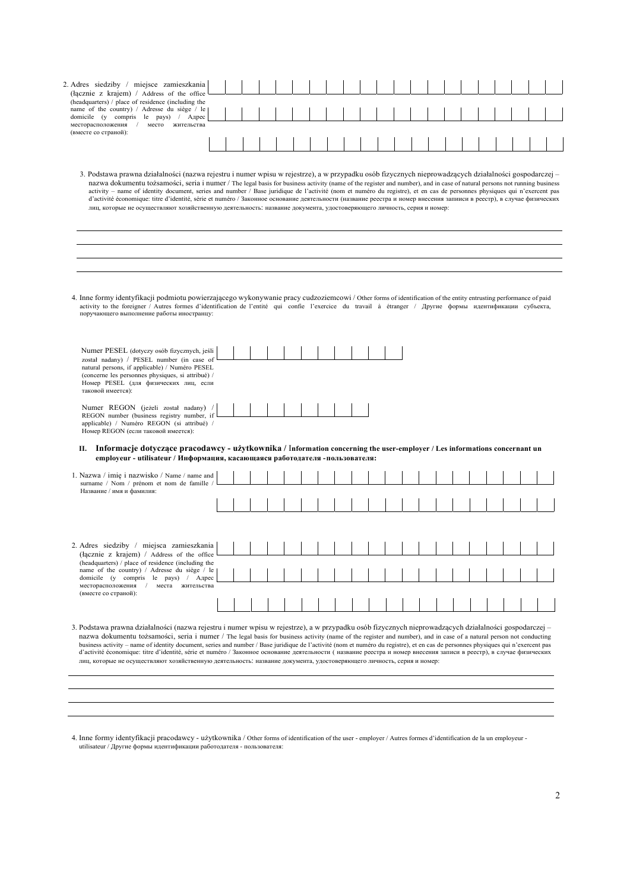2. Adres siedziby / miejsce zamieszkania (łącznie z krajem) / Address of the office (headquarters) / place of residence (including the name of the country) / Adresse du siège / le domicile (y compris le pays) / Адрес месторасположения / место жительства (вместе со страной):

3. Podstawa prawna działalności (nazwa rejestru i numer wpisu w rejestrze), a w przypadku osób fizycznych nieprowadzących działalności gospodarczej – nazwa dokumentu tożsamości, seria i numer / The legal basis for business activity (name of the register and number), and in case of natural persons not running business activity – name of identity document, series and number / Base juridique de l'activité (nom et numéro du registre), et en cas de personnes physiques qui n'exercent pas d'activité économique: titre d'identité, série et numéro / Законное основание деятельности (название реестра и номер внесения записи в реестр), в случае физических лиц, которые не осуществляют хозяйственную деятельность: название документа, удостоверяющего личность, серия и номер:

4. Inne formy identyfikacji podmiotu powierzającego wykonywanie pracy cudzoziemcowi / Other forms of identification of the entity entrusting performance of paid activity to the foreigner / Autres formes d'identification de l'entité qui confie l'exercice du travail à étranger / Другие формы идентификации субъекта, поручающего выполнение работы иностранцу:

Numer PESEL (dotyczy osób fizycznych, jeśli został nadany) / PESEL number (in case of natural persons, if applicable) / Numéro PESEL (concerne les personnes physiques, si attribué) / Номер PESEL (для физических лиц, если таковой имеется):

Numer REGON (jeżeli został nadany) / REGON number (business registry number, if applicable) / Numéro REGON (si attribué) / Номер REGON (если таковой имеется):

## II. Informacje dotyczące pracodawcy - użytkownika / Information concerning the user-employer / Les informations concernant un employeur - utilisateur / Информация, касающаяся работодателя -пользователя:

1. Nazwa / imię i nazwisko / Name / name and surname / Nom / prénom et nom de famille / Название / имя и фамилия:

2. Adres siedziby / miejsca zamieszkania (łącznie z krajem) / Address of the office (headquarters) / place of residence (including the name of the country) / Adresse du siège / le domicile (y compris le pays) / Адрес месторасположения / места жительства (вместе со страной):

3. Podstawa prawna działalności (nazwa rejestru i numer wpisu w rejestrze), a w przypadku osób fizycznych nieprowadzących działalności gospodarczej – nazwa dokumentu tożsamości, seria i numer / The legal basis for business activity (name of the register and number), and in case of a natural person not conducting business activity – name of identity document, series and number / Base juridique de l'activité (nom et numéro du registre), et en cas de personnes physiques qui n'exercent pas d'activité économique: titre d'identité, série et numéro / Законное основание деятельности ( название реестра и номер внесения записи в реестр), в случае физических лиц, которые не осуществляют хозяйственную деятельность: название документа, удостоверяющего личность, серия и номер:

4. Inne formy identyfikacji pracodawcy - użytkownika / Other forms of identification of the user - employer / Autres formes d'identification de la un employeur - utilisateur / Другие формы идентификации работодателя - пользователя: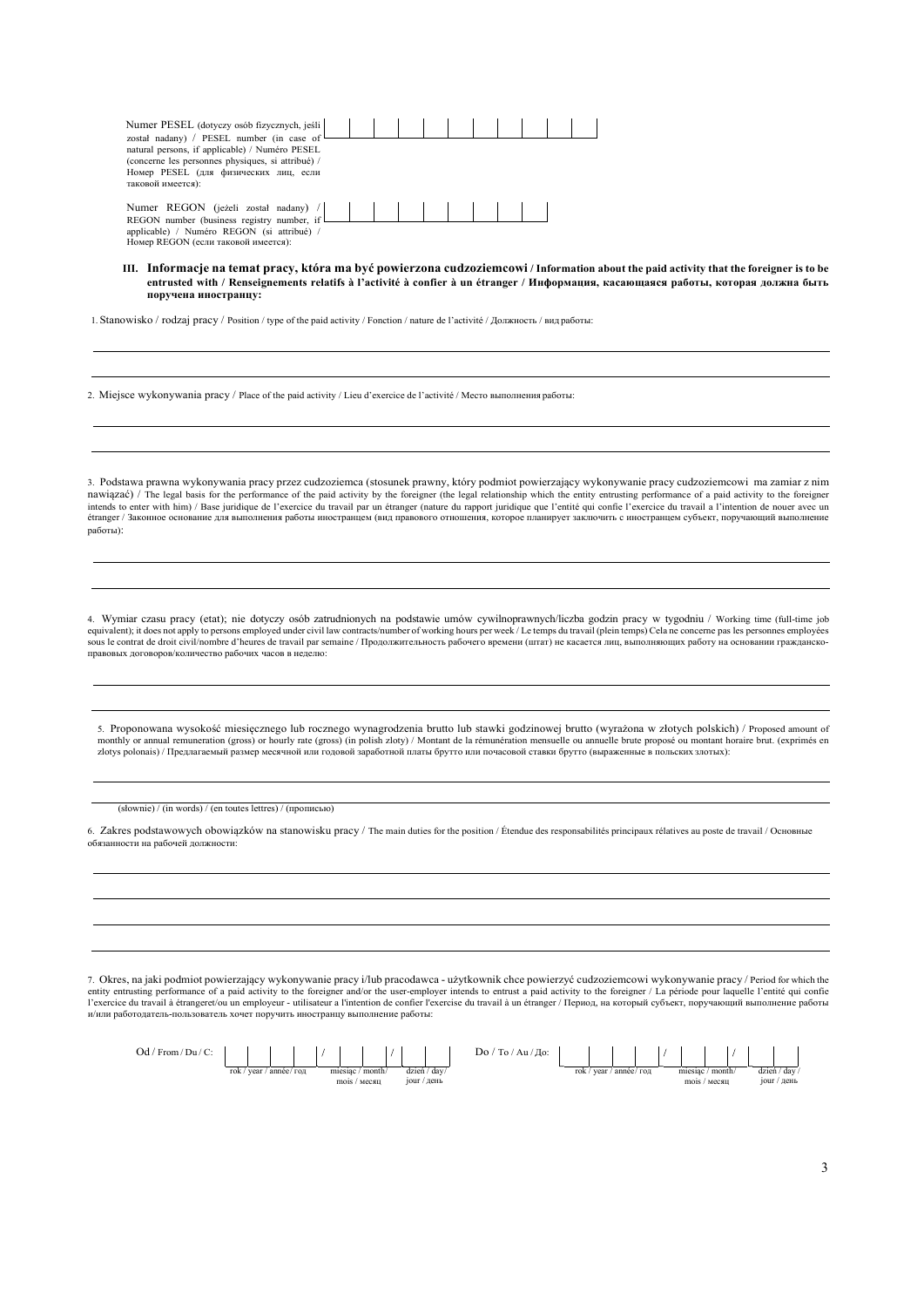Numer PESEL (dotyczy osób fizycznych, jeśli został nadany) / PESEL number (in case of natural persons, if applicable) / Numéro PESEL (concerne les personnes physiques, si attribué) / Номер PESEL (для физических лиц, если таковой имеется):

| | | | | | | | | | | |
|---|---|---|---|---|---|---|---|---|---|---|
| | | | | | | | | | | |

Numer REGON (jeżeli został nadany) / REGON number (business registry number, if applicable) / Numéro REGON (si attribué) / Номер REGON (если таковой имеется):

| | | | | | | | | |
|---|---|---|---|---|---|---|---|---|
| | | | | | | | | |

## III. Informacje na temat pracy, która ma być powierzona cudzoziemcowi / Information about the paid activity that the foreigner is to be entrusted with / Renseignements relatifs à l'activité à confier à un étranger / Информация, касающаяся работы, которая должна быть поручена иностранцу:

1. Stanowisko / rodzaj pracy / Position / type of the paid activity / Fonction / nature de l'activité / Должность / вид работы:

2. Miejsce wykonywania pracy / Place of the paid activity / Lieu d'exercice de l'activité / Место выполнения работы:

3. Podstawa prawna wykonywania pracy przez cudzoziemca (stosunek prawny, który podmiot powierzający wykonywanie pracy cudzoziemcowi ma zamiar z nim nawiązać) / The legal basis for the performance of the paid activity by the foreigner (the legal relationship which the entity entrusting performance of a paid activity to the foreigner intends to enter with him) / Base juridique de l'exercice du travail par un étranger (nature du rapport juridique que l'entité qui confie l'exercice du travail a l'intention de nouer avec un étranger / Законное основание для выполнения работы иностранцем (вид правового отношения, которое планирует заключить с иностранцем субъект, поручающий выполнение работы):

4. Wymiar czasu pracy (etat); nie dotyczy osób zatrudnionych na podstawie umów cywilnoprawnych/liczba godzin pracy w tygodniu / Working time (full-time job equivalent); it does not apply to persons employed under civil law contracts/number of working hours per week / Le temps du travail (plein temps) Cela ne concerne pas les personnes employées sous le contrat de droit civil/nombre d'heures de travail par semaine / Продолжительность рабочего времени (штат) не касается лиц, выполняющих работу на основании гражданско-правовых договоров/количество рабочих часов в неделю:

5. Proponowana wysokość miesięcznego lub rocznego wynagrodzenia brutto lub stawki godzinowej brutto (wyrażona w złotych polskich) / Proposed amount of monthly or annual remuneration (gross) or hourly rate (gross) (in polish zloty) / Montant de la rémunération mensuelle ou annuelle brute proposé ou montant horaire brut. (exprimés en zlotys polonais) / Предлагаемый размер месячной или годовой заработной платы брутто или почасовой ставки брутто (выраженные в польских злотых):

(słownie) / (in words) / (en toutes lettres) / (прописью)

6. Zakres podstawowych obowiązków na stanowisku pracy / The main duties for the position / Étendue des responsabilités principaux rélatives au poste de travail / Основные обязанности на рабочей должности:

7. Okres, na jaki podmiot powierzający wykonywanie pracy i/lub pracodawca - użytkownik chce powierzyć cudzoziemcowi wykonywanie pracy / Period for which the entity entrusting performance of a paid activity to the foreigner and/or the user-employer intends to entrust a paid activity to the foreigner / La période pour laquelle l'entité qui confie l'exercice du travail à étrangeret/ou un employeur - utilisateur a l'intention de confier l'exercice du travail à un étranger / Период, на который субъект, поручающий выполнение работы и/или работодатель-пользователь хочет поручить иностранцу выполнение работы:

Od / From / Du / С: ____ / __ / __ (rok / year / année / год; miesiąc / month / mois / месяц; dzień / day / jour / день)

Do / To / Au / До: ____ / __ / __ (rok / year / année / год; miesiąc / month / mois / месяц; dzień / day / jour / день)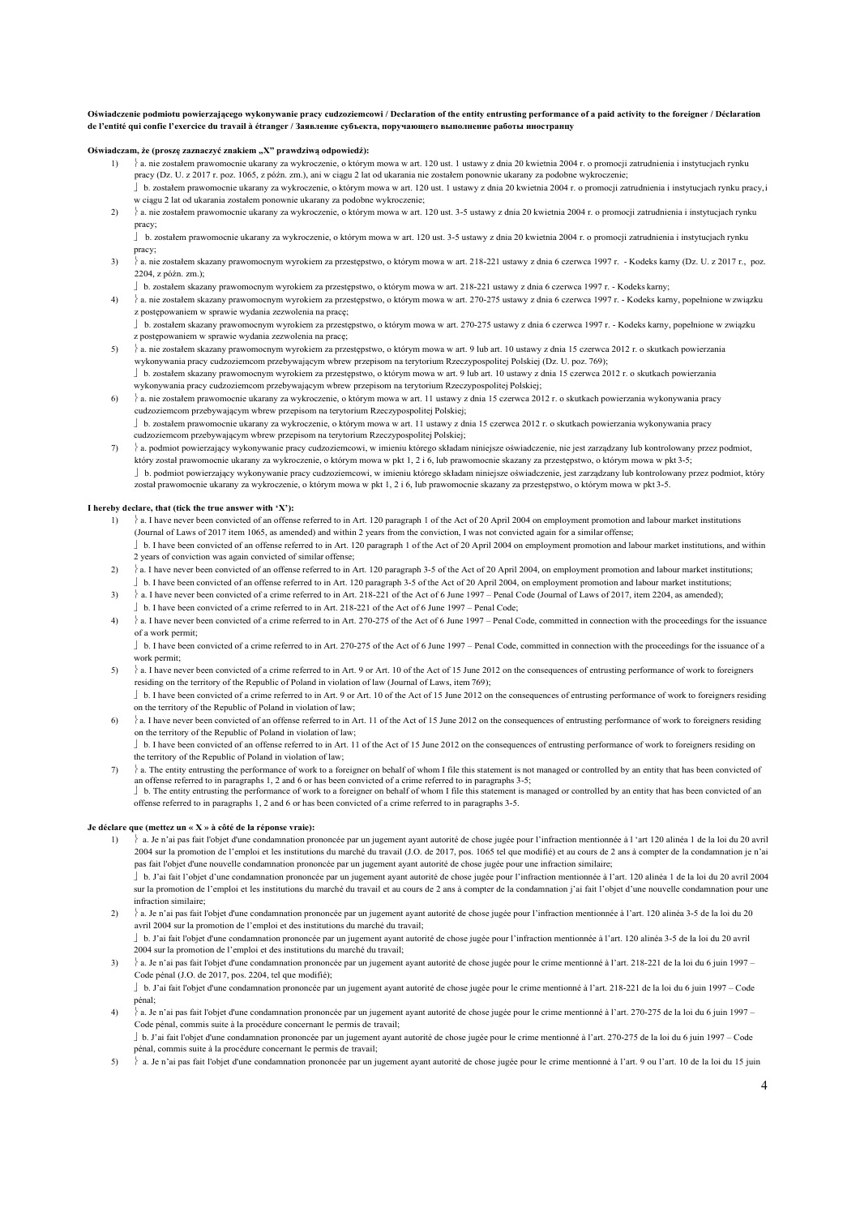**Oświadczenie podmiotu powierzającego wykonywanie pracy cudzoziemcowi / Declaration of the entity entrusting performance of a paid activity to the foreigner / Déclaration de l'entité qui confie l'exercice du travail à étranger / Заявление субъекта, поручающего выполнение работы иностранцу**

**Oświadczam, że (proszę zaznaczyć znakiem „X" prawdziwą odpowiedź):**

1) ☐ a. nie zostałem prawomocnie ukarany za wykroczenie, o którym mowa w art. 120 ust. 1 ustawy z dnia 20 kwietnia 2004 r. o promocji zatrudnienia i instytucjach rynku pracy (Dz. U. z 2017 r. poz. 1065, z późn. zm.), ani w ciągu 2 lat od ukarania nie zostałem ponownie ukarany za podobne wykroczenie;
   ☐ b. zostałem prawomocnie ukarany za wykroczenie, o którym mowa w art. 120 ust. 1 ustawy z dnia 20 kwietnia 2004 r. o promocji zatrudnienia i instytucjach rynku pracy, i w ciągu 2 lat od ukarania zostałem ponownie ukarany za podobne wykroczenie;
2) ☐ a. nie zostałem prawomocnie ukarany za wykroczenie, o którym mowa w art. 120 ust. 3-5 ustawy z dnia 20 kwietnia 2004 r. o promocji zatrudnienia i instytucjach rynku pracy;
   ☐ b. zostałem prawomocnie ukarany za wykroczenie, o którym mowa w art. 120 ust. 3-5 ustawy z dnia 20 kwietnia 2004 r. o promocji zatrudnienia i instytucjach rynku pracy;
3) ☐ a. nie zostałem skazany prawomocnym wyrokiem za przestępstwo, o którym mowa w art. 218-221 ustawy z dnia 6 czerwca 1997 r. - Kodeks karny (Dz. U. z 2017 r., poz. 2204, z późn. zm.);
   ☐ b. zostałem skazany prawomocnym wyrokiem za przestępstwo, o którym mowa w art. 218-221 ustawy z dnia 6 czerwca 1997 r. - Kodeks karny;
4) ☐ a. nie zostałem skazany prawomocnym wyrokiem za przestępstwo, o którym mowa w art. 270-275 ustawy z dnia 6 czerwca 1997 r. - Kodeks karny, popełnione w związku z postępowaniem w sprawie wydania zezwolenia na pracę;
   ☐ b. zostałem skazany prawomocnym wyrokiem za przestępstwo, o którym mowa w art. 270-275 ustawy z dnia 6 czerwca 1997 r. - Kodeks karny, popełnione w związku z postępowaniem w sprawie wydania zezwolenia na pracę;
5) ☐ a. nie zostałem skazany prawomocnym wyrokiem za przestępstwo, o którym mowa w art. 9 lub art. 10 ustawy z dnia 15 czerwca 2012 r. o skutkach powierzania wykonywania pracy cudzoziemcom przebywającym wbrew przepisom na terytorium Rzeczypospolitej Polskiej (Dz. U. poz. 769);
   ☐ b. zostałem skazany prawomocnym wyrokiem za przestępstwo, o którym mowa w art. 9 lub art. 10 ustawy z dnia 15 czerwca 2012 r. o skutkach powierzania wykonywania pracy cudzoziemcom przebywającym wbrew przepisom na terytorium Rzeczypospolitej Polskiej;
6) ☐ a. nie zostałem prawomocnie ukarany za wykroczenie, o którym mowa w art. 11 ustawy z dnia 15 czerwca 2012 r. o skutkach powierzania wykonywania pracy cudzoziemcom przebywającym wbrew przepisom na terytorium Rzeczypospolitej Polskiej;
   ☐ b. zostałem prawomocnie ukarany za wykroczenie, o którym mowa w art. 11 ustawy z dnia 15 czerwca 2012 r. o skutkach powierzania wykonywania pracy cudzoziemcom przebywającym wbrew przepisom na terytorium Rzeczypospolitej Polskiej;
7) ☐ a. podmiot powierzający wykonywanie pracy cudzoziemcowi, w imieniu którego składam niniejsze oświadczenie, nie jest zarządzany lub kontrolowany przez podmiot, który został prawomocnie ukarany za wykroczenie, o którym mowa w pkt 1, 2 i 6, lub prawomocnie skazany za przestępstwo, o którym mowa w pkt 3-5;
   ☐ b. podmiot powierzający wykonywanie pracy cudzoziemcowi, w imieniu którego składam niniejsze oświadczenie, jest zarządzany lub kontrolowany przez podmiot, który został prawomocnie ukarany za wykroczenie, o którym mowa w pkt 1, 2 i 6, lub prawomocnie skazany za przestępstwo, o którym mowa w pkt 3-5.

**I hereby declare, that (tick the true answer with 'X'):**

1) ☐ a. I have never been convicted of an offense referred to in Art. 120 paragraph 1 of the Act of 20 April 2004 on employment promotion and labour market institutions (Journal of Laws of 2017 item 1065, as amended) and within 2 years from the conviction, I was not convicted again for a similar offense;
   ☐ b. I have been convicted of an offense referred to in Art. 120 paragraph 1 of the Act of 20 April 2004 on employment promotion and labour market institutions, and within 2 years of conviction was again convicted of similar offense;
2) ☐ a. I have never been convicted of an offense referred to in Art. 120 paragraph 3-5 of the Act of 20 April 2004, on employment promotion and labour market institutions;
   ☐ b. I have been convicted of an offense referred to in Art. 120 paragraph 3-5 of the Act of 20 April 2004, on employment promotion and labour market institutions;
3) ☐ a. I have never been convicted of a crime referred to in Art. 218-221 of the Act of 6 June 1997 – Penal Code (Journal of Laws of 2017, item 2204, as amended);
   ☐ b. I have been convicted of a crime referred to in Art. 218-221 of the Act of 6 June 1997 – Penal Code;
4) ☐ a. I have never been convicted of a crime referred to in Art. 270-275 of the Act of 6 June 1997 – Penal Code, committed in connection with the proceedings for the issuance of a work permit;
   ☐ b. I have been convicted of a crime referred to in Art. 270-275 of the Act of 6 June 1997 – Penal Code, committed in connection with the proceedings for the issuance of a work permit;
5) ☐ a. I have never been convicted of a crime referred to in Art. 9 or Art. 10 of the Act of 15 June 2012 on the consequences of entrusting performance of work to foreigners residing on the territory of the Republic of Poland in violation of law (Journal of Laws, item 769);
   ☐ b. I have been convicted of a crime referred to in Art. 9 or Art. 10 of the Act of 15 June 2012 on the consequences of entrusting performance of work to foreigners residing on the territory of the Republic of Poland in violation of law;
6) ☐ a. I have never been convicted of an offense referred to in Art. 11 of the Act of 15 June 2012 on the consequences of entrusting performance of work to foreigners residing on the territory of the Republic of Poland in violation of law;
   ☐ b. I have been convicted of an offense referred to in Art. 11 of the Act of 15 June 2012 on the consequences of entrusting performance of work to foreigners residing on the territory of the Republic of Poland in violation of law;
7) ☐ a. The entity entrusting the performance of work to a foreigner on behalf of whom I file this statement is not managed or controlled by an entity that has been convicted of an offense referred to in paragraphs 1, 2 and 6 or has been convicted of a crime referred to in paragraphs 3-5;
   ☐ b. The entity entrusting the performance of work to a foreigner on behalf of whom I file this statement is managed or controlled by an entity that has been convicted of an offense referred to in paragraphs 1, 2 and 6 or has been convicted of a crime referred to in paragraphs 3-5.

**Je déclare que (mettez un « X » à côté de la réponse vraie):**

1) ☐ a. Je n'ai pas fait l'objet d'une condamnation prononcée par un jugement ayant autorité de chose jugée pour l'infraction mentionnée à l 'art 120 alinéa 1 de la loi du 20 avril 2004 sur la promotion de l'emploi et les institutions du marché du travail (J.O. de 2017, pos. 1065 tel que modifié) et au cours de 2 ans à compter de la condamnation je n'ai pas fait l'objet d'une nouvelle condamnation prononcée par un jugement ayant autorité de chose jugée pour une infraction similaire;
   ☐ b. J'ai fait l'objet d'une condamnation prononcée par un jugement ayant autorité de chose jugée pour l'infraction mentionnée à l'art. 120 alinéa 1 de la loi du 20 avril 2004 sur la promotion de l'emploi et les institutions du marché du travail et au cours de 2 ans à compter de la condamnation j'ai fait l'objet d'une nouvelle condamnation pour une infraction similaire;
2) ☐ a. Je n'ai pas fait l'objet d'une condamnation prononcée par un jugement ayant autorité de chose jugée pour l'infraction mentionnée à l'art. 120 alinéa 3-5 de la loi du 20 avril 2004 sur la promotion de l'emploi et des institutions du marché du travail;
   ☐ b. J'ai fait l'objet d'une condamnation prononcée par un jugement ayant autorité de chose jugée pour l'infraction mentionnée à l'art. 120 alinéa 3-5 de la loi du 20 avril 2004 sur la promotion de l'emploi et des institutions du marché du travail;
3) ☐ a. Je n'ai pas fait l'objet d'une condamnation prononcée par un jugement ayant autorité de chose jugée pour le crime mentionné à l'art. 218-221 de la loi du 6 juin 1997 – Code pénal (J.O. de 2017, pos. 2204, tel que modifié);
   ☐ b. J'ai fait l'objet d'une condamnation prononcée par un jugement ayant autorité de chose jugée pour le crime mentionné à l'art. 218-221 de la loi du 6 juin 1997 – Code pénal;
4) ☐ a. Je n'ai pas fait l'objet d'une condamnation prononcée par un jugement ayant autorité de chose jugée pour le crime mentionné à l'art. 270-275 de la loi du 6 juin 1997 – Code pénal, commis suite à la procédure concernant le permis de travail;
   ☐ b. J'ai fait l'objet d'une condamnation prononcée par un jugement ayant autorité de chose jugée pour le crime mentionné à l'art. 270-275 de la loi du 6 juin 1997 – Code pénal, commis suite à la procédure concernant le permis de travail;
5) ☐ a. Je n'ai pas fait l'objet d'une condamnation prononcée par un jugement ayant autorité de chose jugée pour le crime mentionné à l'art. 9 ou l'art. 10 de la loi du 15 juin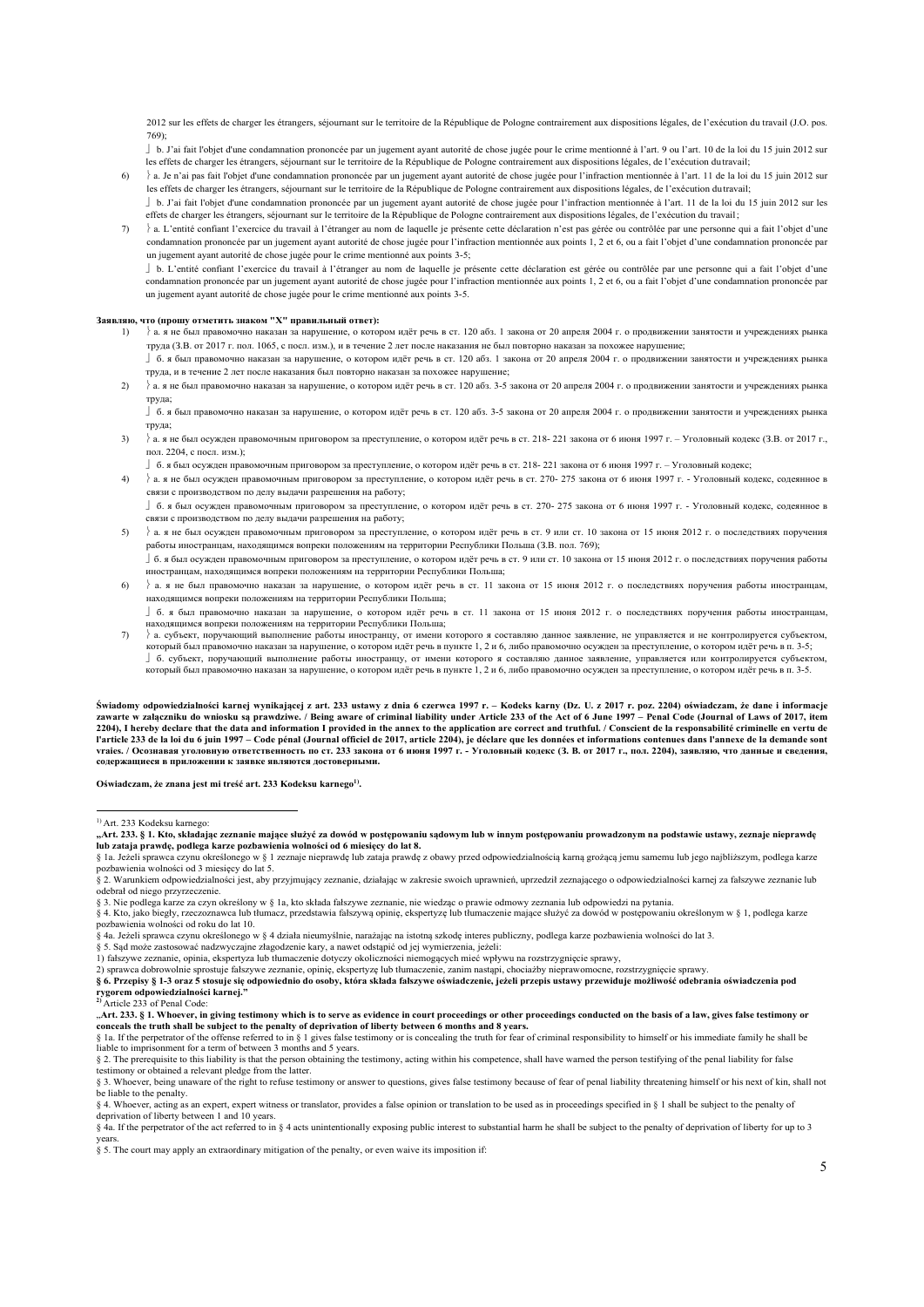2012 sur les effets de charger les étrangers, séjournant sur le territoire de la République de Pologne contrairement aux dispositions légales, de l'exécution du travail (J.O. pos. 769);

⎦ b. J'ai fait l'objet d'une condamnation prononcée par un jugement ayant autorité de chose jugée pour le crime mentionné à l'art. 9 ou l'art. 10 de la loi du 15 juin 2012 sur les effets de charger les étrangers, séjournant sur le territoire de la République de Pologne contrairement aux dispositions légales, de l'exécution du travail;

6) ⎬ a. Je n'ai pas fait l'objet d'une condamnation prononcée par un jugement ayant autorité de chose jugée pour l'infraction mentionnée à l'art. 11 de la loi du 15 juin 2012 sur les effets de charger les étrangers, séjournant sur le territoire de la République de Pologne contrairement aux dispositions légales, de l'exécution du travail;

⎦ b. J'ai fait l'objet d'une condamnation prononcée par un jugement ayant autorité de chose jugée pour l'infraction mentionnée à l'art. 11 de la loi du 15 juin 2012 sur les effets de charger les étrangers, séjournant sur le territoire de la République de Pologne contrairement aux dispositions légales, de l'exécution du travail;

7) ⎬ a. L'entité confiant l'exercice du travail à l'étranger au nom de laquelle je présente cette déclaration n'est pas gérée ou contrôlée par une personne qui a fait l'objet d'une condamnation prononcée par un jugement ayant autorité de chose jugée pour l'infraction mentionnée aux points 1, 2 et 6, ou a fait l'objet d'une condamnation prononcée par un jugement ayant autorité de chose jugée pour le crime mentionné aux points 3-5;

⎦ b. L'entité confiant l'exercice du travail à l'étranger au nom de laquelle je présente cette déclaration est gérée ou contrôlée par une personne qui a fait l'objet d'une condamnation prononcée par un jugement ayant autorité de chose jugée pour l'infraction mentionnée aux points 1, 2 et 6, ou a fait l'objet d'une condamnation prononcée par un jugement ayant autorité de chose jugée pour le crime mentionné aux points 3-5.

**Заявляю, что (прошу отметить знаком "X" правильный ответ):**

1) ⎬ а. я не был правомочно наказан за нарушение, о котором идёт речь в ст. 120 абз. 1 закона от 20 апреля 2004 г. о продвижении занятости и учреждениях рынка труда (З.В. от 2017 г. пол. 1065, с посл. изм.), и в течение 2 лет после наказания не был повторно наказан за похожее нарушение;

⎦ б. я был правомочно наказан за нарушение, о котором идёт речь в ст. 120 абз. 1 закона от 20 апреля 2004 г. о продвижении занятости и учреждениях рынка труда, и в течение 2 лет после наказания был повторно наказан за похожее нарушение;

2) ⎬ а. я не был правомочно наказан за нарушение, о котором идёт речь в ст. 120 абз. 3-5 закона от 20 апреля 2004 г. о продвижении занятости и учреждениях рынка труда;

⎦ б. я был правомочно наказан за нарушение, о котором идёт речь в ст. 120 абз. 3-5 закона от 20 апреля 2004 г. о продвижении занятости и учреждениях рынка труда;

3) ⎬ а. я не был осужден правомочным приговором за преступление, о котором идёт речь в ст. 218- 221 закона от 6 июня 1997 г. – Уголовный Кодекс (З.В. от 2017 г., пол. 2204, с посл. изм.);

⎦ б. я был осужден правомочным приговором за преступление, о котором идёт речь в ст. 218- 221 закона от 6 июня 1997 г. – Уголовный кодекс;

4) ⎬ а. я не был осужден правомочным приговором за преступление, о котором идёт речь в ст. 270- 275 закона от 6 июня 1997 г. - Уголовный кодекс, содеянное в связи с производством по делу выдачи разрешения на работу;

⎦ б. я был осужден правомочным приговором за преступление, о котором идёт речь в ст. 270- 275 закона от 6 июня 1997 г. - Уголовный кодекс, содеянное в связи с производством по делу выдачи разрешения на работу;

5) ⎬ а. я не был осужден правомочным приговором за преступление, о котором идёт речь в ст. 9 или ст. 10 закона от 15 июня 2012 г. о последствиях поручения работы иностранцам, находящимся вопреки положениям на территории Республики Польша (З.В. пол. 769);

⎦ б. я был осужден правомочным приговором за преступление, о котором идёт речь в ст. 9 или ст. 10 закона от 15 июня 2012 г. о последствиях поручения работы иностранцам, находящимся вопреки положениям на территории Республики Польша;

6) ⎬ а. я не был правомочно наказан за нарушение, о котором идёт речь в ст. 11 закона от 15 июня 2012 г. о последствиях поручения работы иностранцам, находящимся вопреки положениям на территории Республики Польша;

⎦ б. я был правомочно наказан за нарушение, о котором идёт речь в ст. 11 закона от 15 июня 2012 г. о последствиях поручения работы иностранцам, находящимся вопреки положениям на территории Республики Польша;

7) ⎬ а. субъект, поручающий выполнение работы иностранцу, от имени которого я составляю данное заявление, не управляется и не контролируется субъектом, который был правомочно наказан за нарушение, о котором идёт речь в пункте 1, 2 и 6, либо правомочно осужден за преступление, о котором идёт речь в п. 3-5;

⎦ б. субъект, поручающий выполнение работы иностранцу, от имени которого я составляю данное заявление, управляется или контролируется субъектом, который был правомочно наказан за нарушение, о котором идёт речь в пункте 1, 2 и 6, либо правомочно осужден за преступление, о котором идёт речь в п. 3-5.

**Świadomy odpowiedzialności karnej wynikającej z art. 233 ustawy z dnia 6 czerwca 1997 r. – Kodeks karny (Dz. U. z 2017 r. poz. 2204) oświadczam, że dane i informacje zawarte w załączniku do wniosku są prawdziwe. / Being aware of criminal liability under Article 233 of the Act of 6 June 1997 – Penal Code (Journal of Laws of 2017, item 2204), I hereby declare that the data and information I provided in the annex to the application are correct and truthful. / Conscient de la responsabilité criminelle en vertu de l'article 233 de la loi du 6 juin 1997 – Code pénal (Journal officiel de 2017, article 2204), je déclare que les données et informations contenues dans l'annexe de la demande sont vraies. / Осознавая уголовную ответственность по ст. 233 закона от 6 июня 1997 г. - Уголовный кодекс (З. В. от 2017 г., пол. 2204), заявляю, что данные и сведения, содержащиеся в приложении к заявке являются достоверными.**

**Oświadczam, że znana jest mi treść art. 233 Kodeksu karnego[1].**

---

[1] Art. 233 Kodeksu karnego:

**„Art. 233. § 1. Kto, składając zeznanie mające służyć za dowód w postępowaniu sądowym lub w innym postępowaniu prowadzonym na podstawie ustawy, zeznaje nieprawdę lub zataja prawdę, podlega karze pozbawienia wolności od 6 miesięcy do lat 8.**

§ 1a. Jeżeli sprawca czynu określonego w § 1 zeznaje nieprawdę lub zataja prawdę z obawy przed odpowiedzialnością karną grożącą jemu samemu lub jego najbliższym, podlega karze pozbawienia wolności od 3 miesięcy do lat 5.

§ 2. Warunkiem odpowiedzialności jest, aby przyjmujący zeznanie, działając w zakresie swoich uprawnień, uprzedził zeznającego o odpowiedzialności karnej za fałszywe zeznanie lub odebrał od niego przyrzeczenie.

§ 3. Nie podlega karze za czyn określony w § 1a, kto składa fałszywe zeznanie, nie wiedząc o prawie odmowy zeznania lub odpowiedzi na pytania.

§ 4. Kto, jako biegły, rzeczoznawca lub tłumacz, przedstawia fałszywą opinię, ekspertyzę lub tłumaczenie mające służyć za dowód w postępowaniu określonym w § 1, podlega karze pozbawienia wolności od roku do lat 10.

§ 4a. Jeżeli sprawca czynu określonego w § 4 działa nieumyślnie, narażając na istotną szkodę interes publiczny, podlega karze pozbawienia wolności do lat 3.

§ 5. Sąd może zastosować nadzwyczajne złagodzenie kary, a nawet odstąpić od jej wymierzenia, jeżeli:

1) fałszywe zeznanie, opinia, ekspertyza lub tłumaczenie dotyczy okoliczności niemogących mieć wpływu na rozstrzygnięcie sprawy,

2) sprawca dobrowolnie sprostuje fałszywe zeznanie, opinię, ekspertyzę lub tłumaczenie, zanim nastąpi, chociażby nieprawomocne, rozstrzygnięcie sprawy.

**§ 6. Przepisy § 1-3 oraz 5 stosuje się odpowiednio do osoby, która składa fałszywe oświadczenie, jeżeli przepis ustawy przewiduje możliwość odebrania oświadczenia pod rygorem odpowiedzialności karnej."**

[2] Article 233 of Penal Code:

**„Art. 233. § 1. Whoever, in giving testimony which is to serve as evidence in court proceedings or other proceedings conducted on the basis of a law, gives false testimony or conceals the truth shall be subject to the penalty of deprivation of liberty between 6 months and 8 years.**

§ 1a. If the perpetrator of the offense referred to in § 1 gives false testimony or is concealing the truth for fear of criminal responsibility to himself or his immediate family he shall be liable to imprisonment for a term of between 3 months and 5 years.

§ 2. The prerequisite to this liability is that the person obtaining the testimony, acting within his competence, shall have warned the person testifying of the penal liability for false testimony or obtained a relevant pledge from the latter.

§ 3. Whoever, being unaware of the right to refuse testimony or answer to questions, gives false testimony because of fear of penal liability threatening himself or his next of kin, shall not be liable to the penalty.

§ 4. Whoever, acting as an expert, expert witness or translator, provides a false opinion or translation to be used as in proceedings specified in § 1 shall be subject to the penalty of deprivation of liberty between 1 and 10 years.

§ 4a. If the perpetrator of the act referred to in § 4 acts unintentionally exposing public interest to substantial harm he shall be subject to the penalty of deprivation of liberty for up to 3 years.

§ 5. The court may apply an extraordinary mitigation of the penalty, or even waive its imposition if: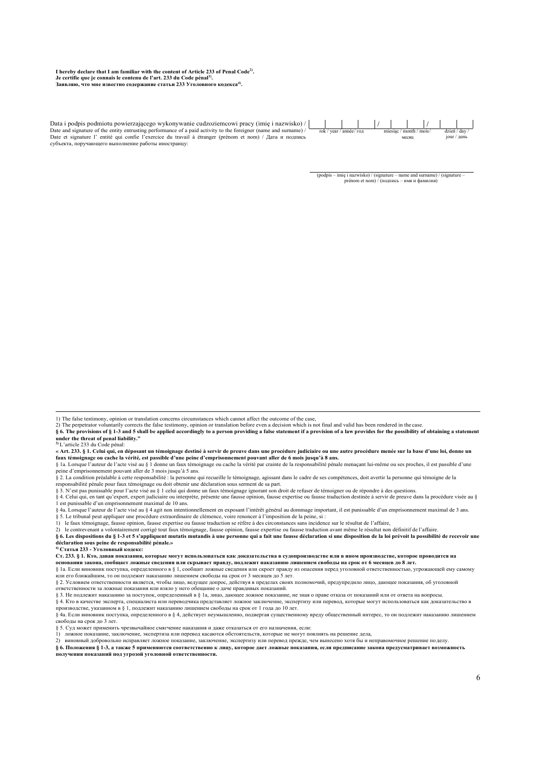**I hereby declare that I am familiar with the content of Article 233 of Penal Code[2].**
**Je certifie que je connais le contenu de l'art. 233 du Code pénal[3].**
**Заявляю, что мне известно содержание статьи 233 Уголовного кодекса[4].**

Data i podpis podmiotu powierzającego wykonywanie cudzoziemcowi pracy (imię i nazwisko) / Date and signature of the entity entrusting performance of a paid activity to the foreigner (name and surname) / Date et signature l' entité qui confie l'exercice du travail à étranger (prénom et nom) / Дата и подпись субъекта, поручающего выполнение работы иностранцу:

| | | | | | / | | | / | | |
|---|---|---|---|---|---|---|---|---|---|---|
| rok / year / année / год | | | | | miesiąc / month / mois / месяц | | | | dzień / day / jour / день | |

(podpis – imię i nazwisko) / (signature – name and surname) / (signature – prénom et nom) / (подпись – имя и фамилия)

---

1) The false testimony, opinion or translation concerns circumstances which cannot affect the outcome of the case,
2) The perpetrator voluntarily corrects the false testimony, opinion or translation before even a decision which is not final and valid has been rendered in the case.
**§ 6. The provisions of § 1-3 and 5 shall be applied accordingly to a person providing a false statement if a provision of a law provides for the possibility of obtaining a statement under the threat of penal liability."**

[3] L'article 233 du Code pénal:
**« Art. 233. § 1. Celui qui, en déposant un témoignage destiné à servir de preuve dans une procédure judiciaire ou une autre procédure menée sur la base d'une loi, donne un faux témoignage ou cache la vérité, est passible d'une peine d'emprisonnement pouvant aller de 6 mois jusqu'à 8 ans.**
§ 1a. Lorsque l'auteur de l'acte visé au § 1 donne un faux témoignage ou cache la vérité par crainte de la responsabilité pénale menaçant lui-même ou ses proches, il est passible d'une peine d'emprisonnement pouvant aller de 3 mois jusqu'à 5 ans.
§ 2. La condition préalable à cette responsabilité : la personne qui recueille le témoignage, agissant dans le cadre de ses compétences, doit avertir la personne qui témoigne de la responsabilité pénale pour faux témoignage ou doit obtenir une déclaration sous serment de sa part.
§ 3. N'est pas punissable pour l'acte visé au § 1 celui qui donne un faux témoignage ignorant son droit de refuser de témoigner ou de répondre à des questions.
§ 4. Celui qui, en tant qu'expert, expert judiciaire ou interprète, présente une fausse opinion, fausse expertise ou fausse traduction destinée à servir de preuve dans la procédure visée au § 1 est punissable d'un emprisonnement maximal de 10 ans.
§ 4a. Lorsque l'auteur de l'acte visé au § 4 agit non intentionnellement en exposant l'intérêt général au dommage important, il est punissable d'un emprisonnement maximal de 3 ans.
§ 5. Le tribunal peut appliquer une procédure extraordinaire de clémence, voire renoncer à l'imposition de la peine, si :
1) le faux témoignage, fausse opinion, fausse expertise ou fausse traduction se réfère à des circonstances sans incidence sur le résultat de l'affaire,
2) le contrevenant a volontairement corrigé tout faux témoignage, fausse opinion, fausse expertise ou fausse traduction avant même le résultat non définitif de l'affaire.
**§ 6. Les dispositions du § 1-3 et 5 s'appliquent mutatis mutandis à une personne qui a fait une fausse déclaration si une disposition de la loi prévoit la possibilité de recevoir une déclaration sous peine de responsabilité pénale.»**

[4] **Статья 233 - Уголовный кодекс:**
**Ст. 233. § 1. Кто, давая показания, которые могут использоваться как доказательства в судопроизводстве или в ином производстве, которое проводится на основании закона, сообщает ложные сведения или скрывает правду, подлежит наказанию лишением свободы на срок от 6 месяцев до 8 лет.**
§ 1a. Если виновник поступка, определенного в § 1, сообщит ложные сведения или скроет правду из опасения перед уголовной ответственностью, угрожающей ему самому или его ближайшим, то он подлежит наказанию лишением свободы на срок от 3 месяцев до 5 лет.
§ 2. Условием ответственности является, чтобы лицо, ведущее допрос, действуя в пределах своих полномочий, предупредило лицо, дающее показания, об уголовной ответственности за ложные показания или взяло у него обещание о даче правдивых показаний.
§ 3. Не подлежит наказанию за поступок, определенный в § 1a, лицо, дающее ложное показание, не зная о праве отказа от показаний или от ответа на вопросы.
§ 4. Кто в качестве эксперта, специалиста или переводчика представляет ложное заключение, экспертизу или перевод, которые могут использоваться как доказательство в производстве, указанном в § 1, подлежит наказанию лишением свободы на срок от 1 года до 10 лет.
§ 4a. Если виновник поступка, определенного в § 4, действует неумышленно, подвергая существенному вреду общественный интерес, то он подлежит наказанию лишением свободы на срок до 3 лет.
§ 5. Суд может применить чрезвычайное смягчение наказания и даже отказаться от его назначения, если:
1) ложное показание, заключение, экспертиза или перевод касаются обстоятельств, которые не могут повлиять на решение дела,
2) виновный добровольно исправляет ложное показание, заключение, экспертизу или перевод прежде, чем вынесено хотя бы и неправомочное решение по делу.
**§ 6. Положения § 1-3, а также 5 применяются соответственно к лицу, которое дает ложные показания, если предписание закона предусматривает возможность получения показаний под угрозой уголовной ответственности.**